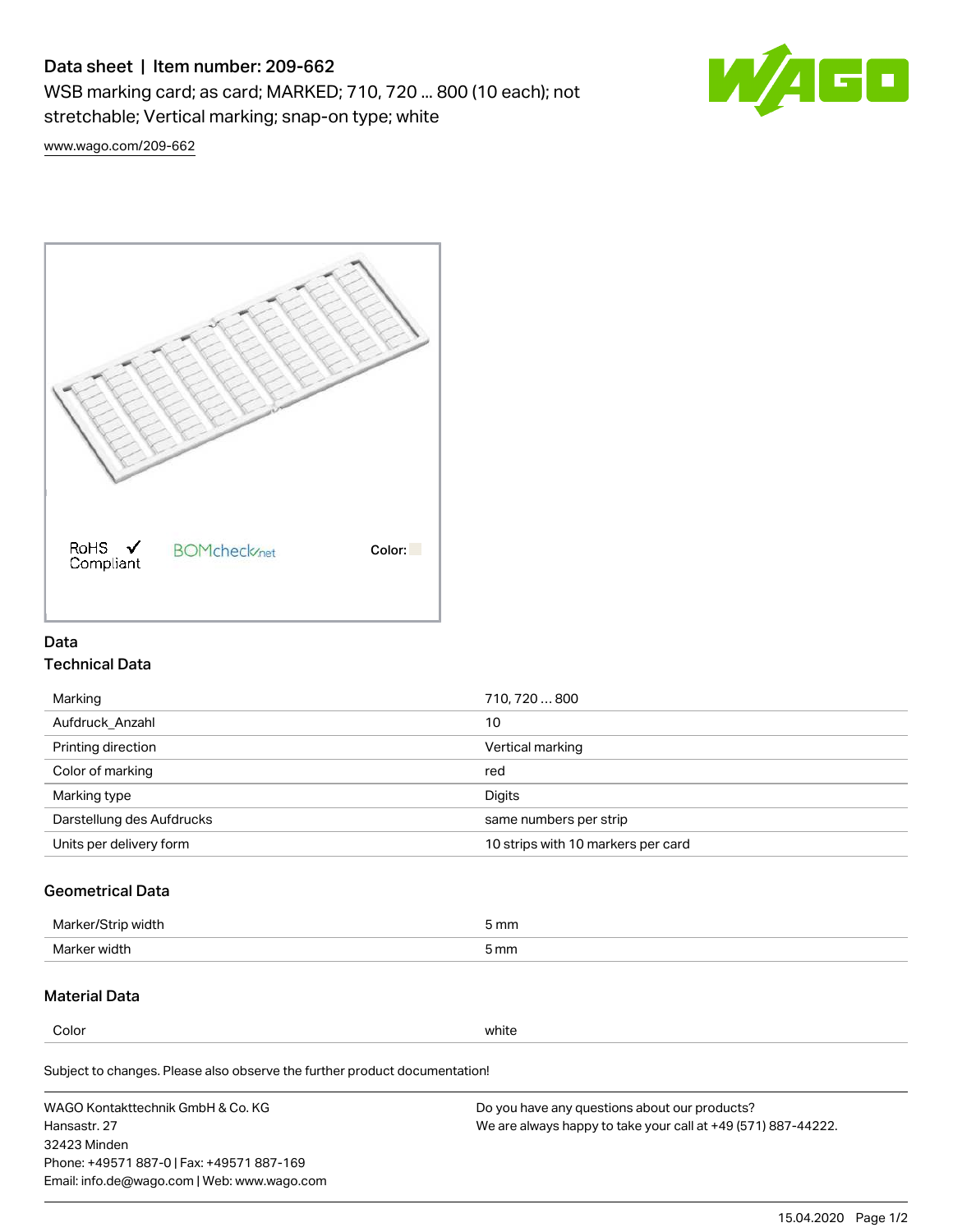# Data sheet | Item number: 209-662

WSB marking card; as card; MARKED; 710, 720 ... 800 (10 each); not stretchable; Vertical marking; snap-on type; white

www.wago.com/209-662

RoHS Compliant ✓ BOMcheck.net Color:

## Data

### Technical Data

| | |
|---|---|
| Marking | 710, 720 … 800 |
| Aufdruck_Anzahl | 10 |
| Printing direction | Vertical marking |
| Color of marking | red |
| Marking type | Digits |
| Darstellung des Aufdrucks | same numbers per strip |
| Units per delivery form | 10 strips with 10 markers per card |

### Geometrical Data

| | |
|---|---|
| Marker/Strip width | 5 mm |
| Marker width | 5 mm |

### Material Data

| | |
|---|---|
| Color | white |

Subject to changes. Please also observe the further product documentation!

WAGO Kontakttechnik GmbH & Co. KG
Hansastr. 27
32423 Minden
Phone: +49571 887-0 | Fax: +49571 887-169
Email: info.de@wago.com | Web: www.wago.com

Do you have any questions about our products?
We are always happy to take your call at +49 (571) 887-44222.

15.04.2020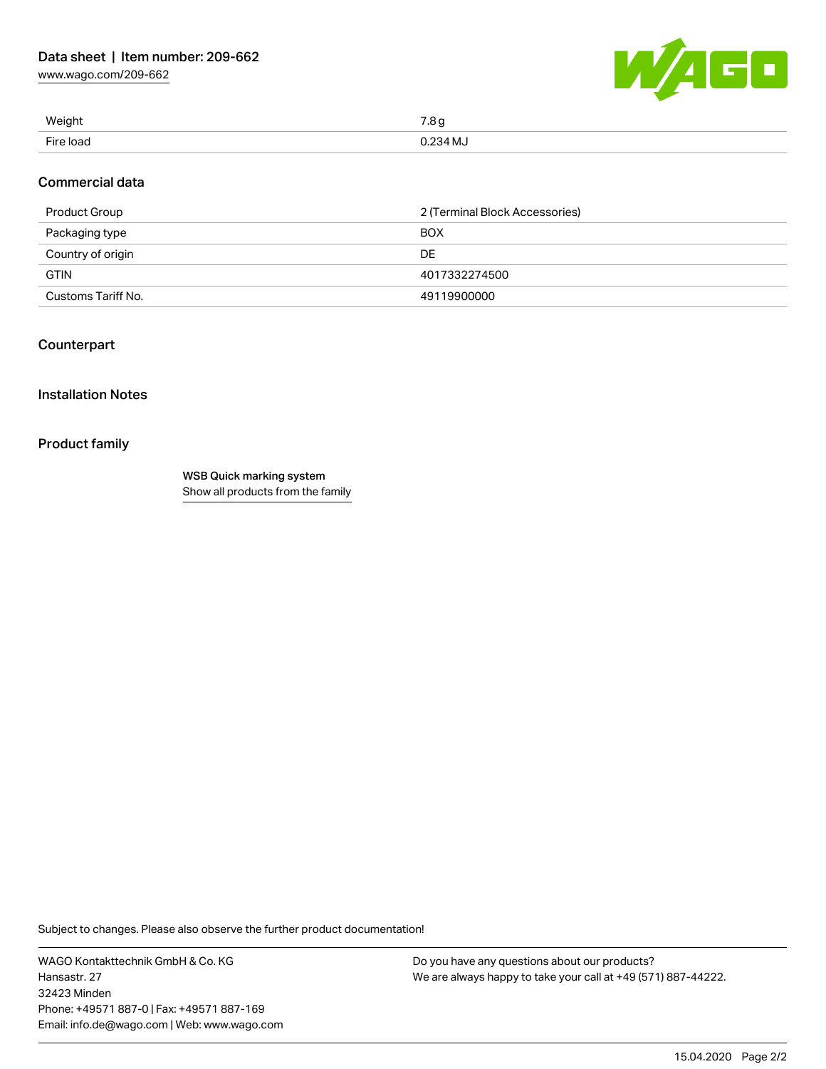| | |
|---|---|
| Weight | 7.8 g |
| Fire load | 0.234 MJ |

## Commercial data

| | |
|---|---|
| Product Group | 2 (Terminal Block Accessories) |
| Packaging type | BOX |
| Country of origin | DE |
| GTIN | 4017332274500 |
| Customs Tariff No. | 49119900000 |

## Counterpart

## Installation Notes

## Product family

**WSB Quick marking system**
Show all products from the family

Subject to changes. Please also observe the further product documentation!

WAGO Kontakttechnik GmbH & Co. KG
Hansastr. 27
32423 Minden
Phone: +49571 887-0 | Fax: +49571 887-169
Email: info.de@wago.com | Web: www.wago.com

Do you have any questions about our products?
We are always happy to take your call at +49 (571) 887-44222.